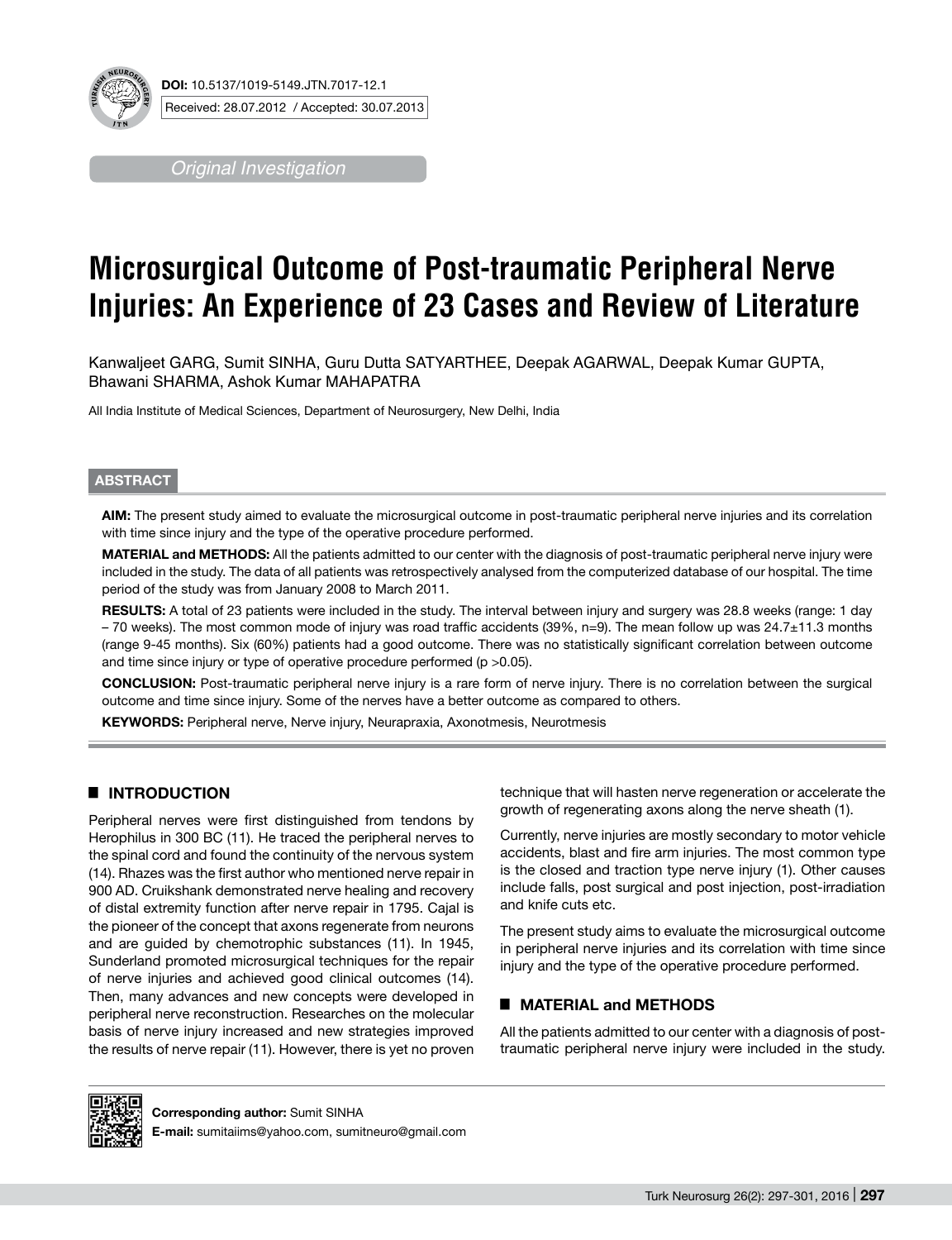**DOI:** 10.5137/1019-5149.JTN.7017-12.1

Received: 28.07.2012 / Accepted: 30.07.2013

*Original Investigation*

# Microsurgical Outcome of Post-traumatic Peripheral Nerve Injuries: An Experience of 23 Cases and Review of Literature

Kanwaljeet GARG, Sumit SINHA, Guru Dutta SATYARTHEE, Deepak AGARWAL, Deepak Kumar GUPTA, Bhawani SHARMA, Ashok Kumar MAHAPATRA

All India Institute of Medical Sciences, Department of Neurosurgery, New Delhi, India

## ABSTRACT

**AIM:** The present study aimed to evaluate the microsurgical outcome in post-traumatic peripheral nerve injuries and its correlation with time since injury and the type of the operative procedure performed.

**MATERIAL and METHODS:** All the patients admitted to our center with the diagnosis of post-traumatic peripheral nerve injury were included in the study. The data of all patients was retrospectively analysed from the computerized database of our hospital. The time period of the study was from January 2008 to March 2011.

**RESULTS:** A total of 23 patients were included in the study. The interval between injury and surgery was 28.8 weeks (range: 1 day – 70 weeks). The most common mode of injury was road traffic accidents (39%, n=9). The mean follow up was 24.7±11.3 months (range 9-45 months). Six (60%) patients had a good outcome. There was no statistically significant correlation between outcome and time since injury or type of operative procedure performed ($p > 0.05$).

**CONCLUSION:** Post-traumatic peripheral nerve injury is a rare form of nerve injury. There is no correlation between the surgical outcome and time since injury. Some of the nerves have a better outcome as compared to others.

**KEYWORDS:** Peripheral nerve, Nerve injury, Neurapraxia, Axonotmesis, Neurotmesis

## INTRODUCTION

Peripheral nerves were first distinguished from tendons by Herophilus in 300 BC (11). He traced the peripheral nerves to the spinal cord and found the continuity of the nervous system (14). Rhazes was the first author who mentioned nerve repair in 900 AD. Cruikshank demonstrated nerve healing and recovery of distal extremity function after nerve repair in 1795. Cajal is the pioneer of the concept that axons regenerate from neurons and are guided by chemotrophic substances (11). In 1945, Sunderland promoted microsurgical techniques for the repair of nerve injuries and achieved good clinical outcomes (14). Then, many advances and new concepts were developed in peripheral nerve reconstruction. Researches on the molecular basis of nerve injury increased and new strategies improved the results of nerve repair (11). However, there is yet no proven technique that will hasten nerve regeneration or accelerate the growth of regenerating axons along the nerve sheath (1).

Currently, nerve injuries are mostly secondary to motor vehicle accidents, blast and fire arm injuries. The most common type is the closed and traction type nerve injury (1). Other causes include falls, post surgical and post injection, post-irradiation and knife cuts etc.

The present study aims to evaluate the microsurgical outcome in peripheral nerve injuries and its correlation with time since injury and the type of the operative procedure performed.

## MATERIAL and METHODS

All the patients admitted to our center with a diagnosis of post-traumatic peripheral nerve injury were included in the study.

**Corresponding author:** Sumit SINHA

**E-mail:** sumitaiims@yahoo.com, sumitneuro@gmail.com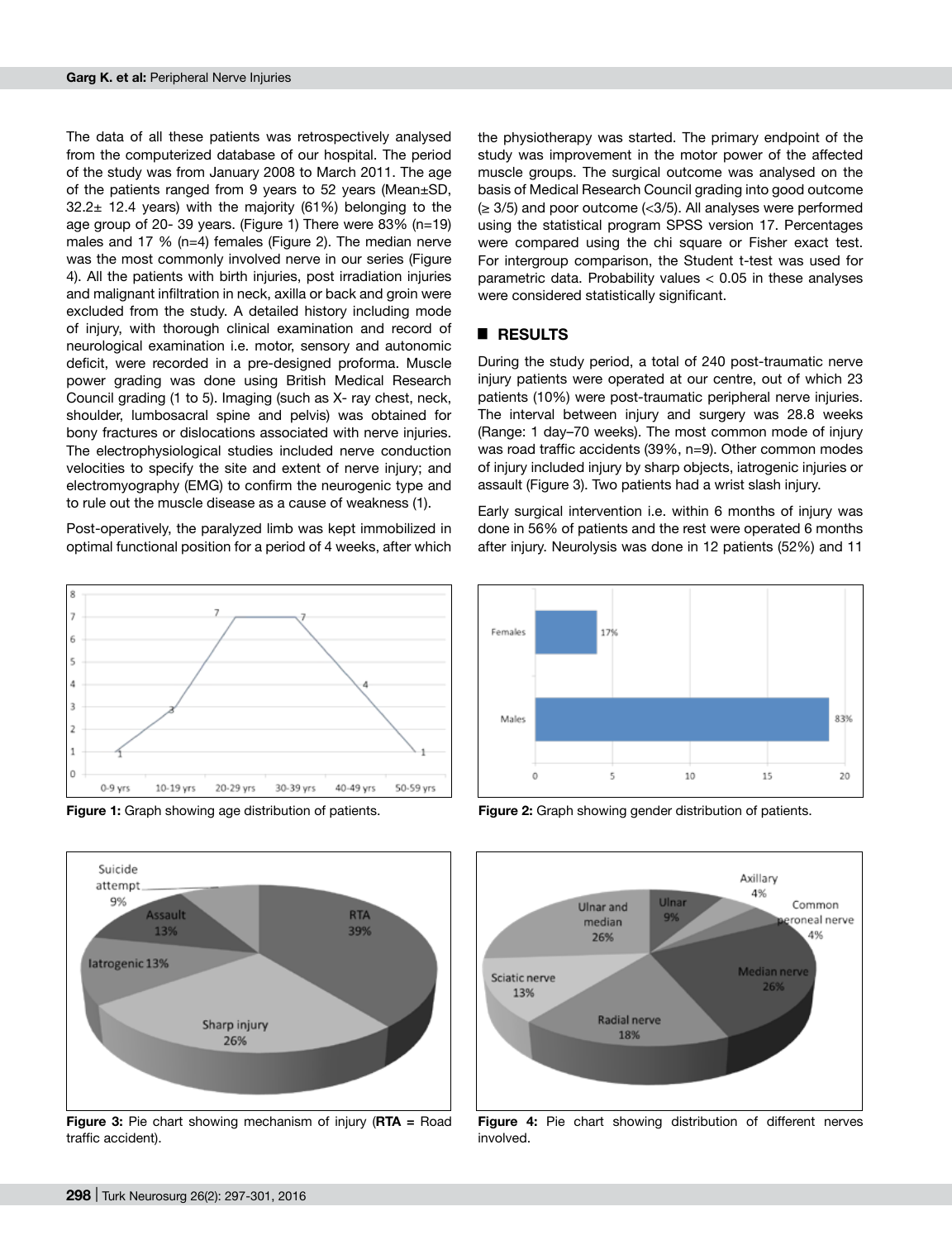The data of all these patients was retrospectively analysed from the computerized database of our hospital. The period of the study was from January 2008 to March 2011. The age of the patients ranged from 9 years to 52 years (Mean±SD, 32.2± 12.4 years) with the majority (61%) belonging to the age group of 20- 39 years. (Figure 1) There were 83% (n=19) males and 17 % (n=4) females (Figure 2). The median nerve was the most commonly involved nerve in our series (Figure 4). All the patients with birth injuries, post irradiation injuries and malignant infiltration in neck, axilla or back and groin were excluded from the study. A detailed history including mode of injury, with thorough clinical examination and record of neurological examination i.e. motor, sensory and autonomic deficit, were recorded in a pre-designed proforma. Muscle power grading was done using British Medical Research Council grading (1 to 5). Imaging (such as X- ray chest, neck, shoulder, lumbosacral spine and pelvis) was obtained for bony fractures or dislocations associated with nerve injuries. The electrophysiological studies included nerve conduction velocities to specify the site and extent of nerve injury; and electromyography (EMG) to confirm the neurogenic type and to rule out the muscle disease as a cause of weakness (1).

Post-operatively, the paralyzed limb was kept immobilized in optimal functional position for a period of 4 weeks, after which the physiotherapy was started. The primary endpoint of the study was improvement in the motor power of the affected muscle groups. The surgical outcome was analysed on the basis of Medical Research Council grading into good outcome (≥ 3/5) and poor outcome (<3/5). All analyses were performed using the statistical program SPSS version 17. Percentages were compared using the chi square or Fisher exact test. For intergroup comparison, the Student t-test was used for parametric data. Probability values < 0.05 in these analyses were considered statistically significant.

## RESULTS

During the study period, a total of 240 post-traumatic nerve injury patients were operated at our centre, out of which 23 patients (10%) were post-traumatic peripheral nerve injuries. The interval between injury and surgery was 28.8 weeks (Range: 1 day–70 weeks). The most common mode of injury was road traffic accidents (39%, n=9). Other common modes of injury included injury by sharp objects, iatrogenic injuries or assault (Figure 3). Two patients had a wrist slash injury.

Early surgical intervention i.e. within 6 months of injury was done in 56% of patients and the rest were operated 6 months after injury. Neurolysis was done in 12 patients (52%) and 11

**Figure 1:** Graph showing age distribution of patients.

**Figure 2:** Graph showing gender distribution of patients.

**Figure 3:** Pie chart showing mechanism of injury (**RTA** = Road traffic accident).

**Figure 4:** Pie chart showing distribution of different nerves involved.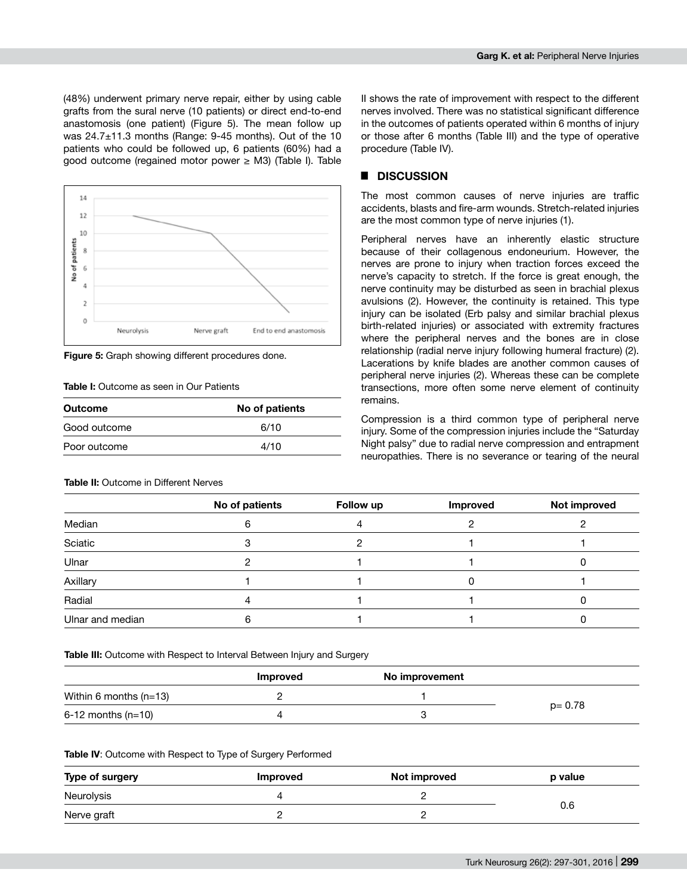(48%) underwent primary nerve repair, either by using cable grafts from the sural nerve (10 patients) or direct end-to-end anastomosis (one patient) (Figure 5). The mean follow up was 24.7±11.3 months (Range: 9-45 months). Out of the 10 patients who could be followed up, 6 patients (60%) had a good outcome (regained motor power ≥ M3) (Table I). Table II shows the rate of improvement with respect to the different nerves involved. There was no statistical significant difference in the outcomes of patients operated within 6 months of injury or those after 6 months (Table III) and the type of operative procedure (Table IV).

**Figure 5:** Graph showing different procedures done.

**Table I:** Outcome as seen in Our Patients

| Outcome | No of patients |
|---|---|
| Good outcome | 6/10 |
| Poor outcome | 4/10 |

**Table II:** Outcome in Different Nerves

| | No of patients | Follow up | Improved | Not improved |
|---|---|---|---|---|
| Median | 6 | 4 | 2 | 2 |
| Sciatic | 3 | 2 | 1 | 1 |
| Ulnar | 2 | 1 | 1 | 0 |
| Axillary | 1 | 1 | 0 | 1 |
| Radial | 4 | 1 | 1 | 0 |
| Ulnar and median | 6 | 1 | 1 | 0 |

**Table III:** Outcome with Respect to Interval Between Injury and Surgery

| | Improved | No improvement | |
|---|---|---|---|
| Within 6 months (n=13) | 2 | 1 | p= 0.78 |
| 6-12 months (n=10) | 4 | 3 | |

**Table IV**: Outcome with Respect to Type of Surgery Performed

| Type of surgery | Improved | Not improved | p value |
|---|---|---|---|
| Neurolysis | 4 | 2 | 0.6 |
| Nerve graft | 2 | 2 | |

## ■ DISCUSSION

The most common causes of nerve injuries are traffic accidents, blasts and fire-arm wounds. Stretch-related injuries are the most common type of nerve injuries (1).

Peripheral nerves have an inherently elastic structure because of their collagenous endoneurium. However, the nerves are prone to injury when traction forces exceed the nerve's capacity to stretch. If the force is great enough, the nerve continuity may be disturbed as seen in brachial plexus avulsions (2). However, the continuity is retained. This type injury can be isolated (Erb palsy and similar brachial plexus birth-related injuries) or associated with extremity fractures where the peripheral nerves and the bones are in close relationship (radial nerve injury following humeral fracture) (2). Lacerations by knife blades are another common causes of peripheral nerve injuries (2). Whereas these can be complete transections, more often some nerve element of continuity remains.

Compression is a third common type of peripheral nerve injury. Some of the compression injuries include the "Saturday Night palsy" due to radial nerve compression and entrapment neuropathies. There is no severance or tearing of the neural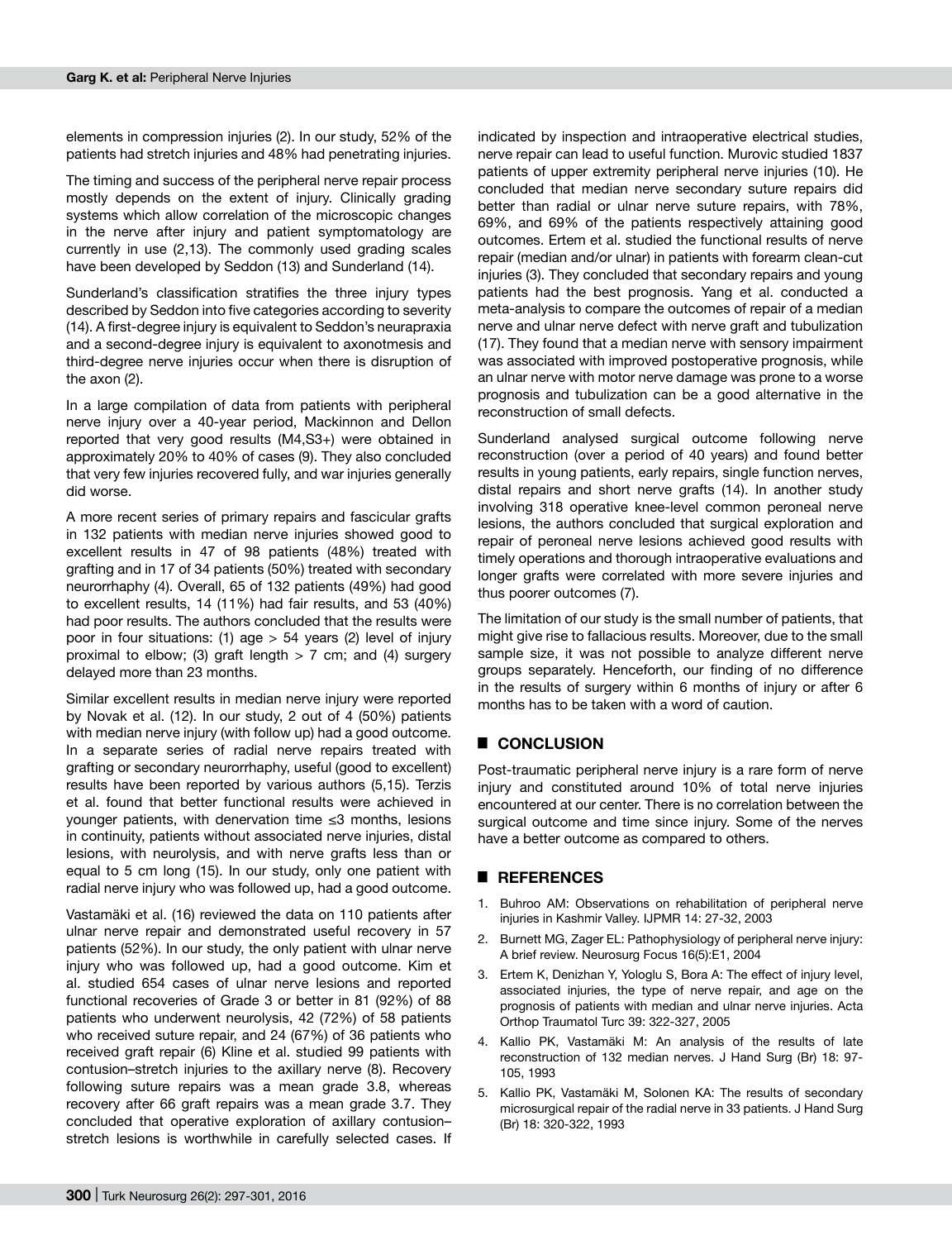elements in compression injuries (2). In our study, 52% of the patients had stretch injuries and 48% had penetrating injuries.

The timing and success of the peripheral nerve repair process mostly depends on the extent of injury. Clinically grading systems which allow correlation of the microscopic changes in the nerve after injury and patient symptomatology are currently in use (2,13). The commonly used grading scales have been developed by Seddon (13) and Sunderland (14).

Sunderland's classification stratifies the three injury types described by Seddon into five categories according to severity (14). A first-degree injury is equivalent to Seddon's neurapraxia and a second-degree injury is equivalent to axonotmesis and third-degree nerve injuries occur when there is disruption of the axon (2).

In a large compilation of data from patients with peripheral nerve injury over a 40-year period, Mackinnon and Dellon reported that very good results (M4,S3+) were obtained in approximately 20% to 40% of cases (9). They also concluded that very few injuries recovered fully, and war injuries generally did worse.

A more recent series of primary repairs and fascicular grafts in 132 patients with median nerve injuries showed good to excellent results in 47 of 98 patients (48%) treated with grafting and in 17 of 34 patients (50%) treated with secondary neurorrhaphy (4). Overall, 65 of 132 patients (49%) had good to excellent results, 14 (11%) had fair results, and 53 (40%) had poor results. The authors concluded that the results were poor in four situations: (1) age > 54 years (2) level of injury proximal to elbow; (3) graft length > 7 cm; and (4) surgery delayed more than 23 months.

Similar excellent results in median nerve injury were reported by Novak et al. (12). In our study, 2 out of 4 (50%) patients with median nerve injury (with follow up) had a good outcome. In a separate series of radial nerve repairs treated with grafting or secondary neurorrhaphy, useful (good to excellent) results have been reported by various authors (5,15). Terzis et al. found that better functional results were achieved in younger patients, with denervation time ≤3 months, lesions in continuity, patients without associated nerve injuries, distal lesions, with neurolysis, and with nerve grafts less than or equal to 5 cm long (15). In our study, only one patient with radial nerve injury who was followed up, had a good outcome.

Vastamäki et al. (16) reviewed the data on 110 patients after ulnar nerve repair and demonstrated useful recovery in 57 patients (52%). In our study, the only patient with ulnar nerve injury who was followed up, had a good outcome. Kim et al. studied 654 cases of ulnar nerve lesions and reported functional recoveries of Grade 3 or better in 81 (92%) of 88 patients who underwent neurolysis, 42 (72%) of 58 patients who received suture repair, and 24 (67%) of 36 patients who received graft repair (6) Kline et al. studied 99 patients with contusion–stretch injuries to the axillary nerve (8). Recovery following suture repairs was a mean grade 3.8, whereas recovery after 66 graft repairs was a mean grade 3.7. They concluded that operative exploration of axillary contusion–stretch lesions is worthwhile in carefully selected cases. If indicated by inspection and intraoperative electrical studies, nerve repair can lead to useful function. Murovic studied 1837 patients of upper extremity peripheral nerve injuries (10). He concluded that median nerve secondary suture repairs did better than radial or ulnar nerve suture repairs, with 78%, 69%, and 69% of the patients respectively attaining good outcomes. Ertem et al. studied the functional results of nerve repair (median and/or ulnar) in patients with forearm clean-cut injuries (3). They concluded that secondary repairs and young patients had the best prognosis. Yang et al. conducted a meta-analysis to compare the outcomes of repair of a median nerve and ulnar nerve defect with nerve graft and tubulization (17). They found that a median nerve with sensory impairment was associated with improved postoperative prognosis, while an ulnar nerve with motor nerve damage was prone to a worse prognosis and tubulization can be a good alternative in the reconstruction of small defects.

Sunderland analysed surgical outcome following nerve reconstruction (over a period of 40 years) and found better results in young patients, early repairs, single function nerves, distal repairs and short nerve grafts (14). In another study involving 318 operative knee-level common peroneal nerve lesions, the authors concluded that surgical exploration and repair of peroneal nerve lesions achieved good results with timely operations and thorough intraoperative evaluations and longer grafts were correlated with more severe injuries and thus poorer outcomes (7).

The limitation of our study is the small number of patients, that might give rise to fallacious results. Moreover, due to the small sample size, it was not possible to analyze different nerve groups separately. Henceforth, our finding of no difference in the results of surgery within 6 months of injury or after 6 months has to be taken with a word of caution.

## CONCLUSION

Post-traumatic peripheral nerve injury is a rare form of nerve injury and constituted around 10% of total nerve injuries encountered at our center. There is no correlation between the surgical outcome and time since injury. Some of the nerves have a better outcome as compared to others.

## REFERENCES

1. Buhroo AM: Observations on rehabilitation of peripheral nerve injuries in Kashmir Valley. IJPMR 14: 27-32, 2003
2. Burnett MG, Zager EL: Pathophysiology of peripheral nerve injury: A brief review. Neurosurg Focus 16(5):E1, 2004
3. Ertem K, Denizhan Y, Yologlu S, Bora A: The effect of injury level, associated injuries, the type of nerve repair, and age on the prognosis of patients with median and ulnar nerve injuries. Acta Orthop Traumatol Turc 39: 322-327, 2005
4. Kallio PK, Vastamäki M: An analysis of the results of late reconstruction of 132 median nerves. J Hand Surg (Br) 18: 97-105, 1993
5. Kallio PK, Vastamäki M, Solonen KA: The results of secondary microsurgical repair of the radial nerve in 33 patients. J Hand Surg (Br) 18: 320-322, 1993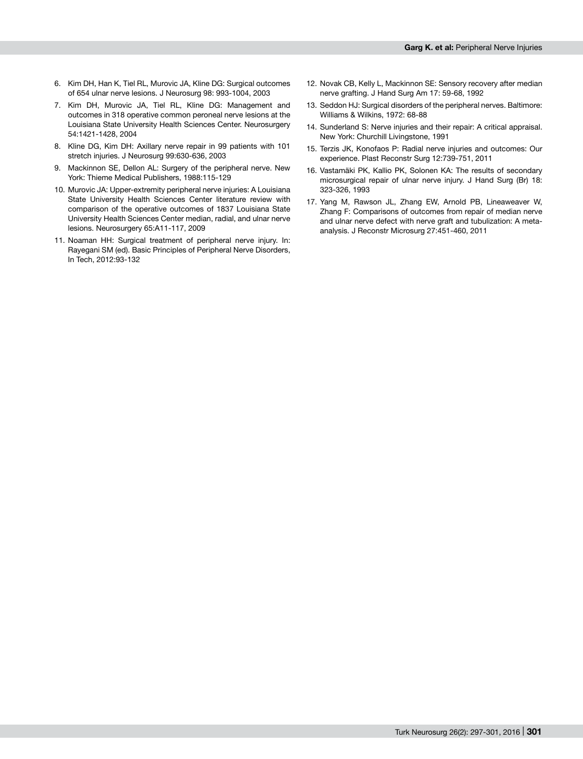6. Kim DH, Han K, Tiel RL, Murovic JA, Kline DG: Surgical outcomes of 654 ulnar nerve lesions. J Neurosurg 98: 993-1004, 2003
7. Kim DH, Murovic JA, Tiel RL, Kline DG: Management and outcomes in 318 operative common peroneal nerve lesions at the Louisiana State University Health Sciences Center. Neurosurgery 54:1421-1428, 2004
8. Kline DG, Kim DH: Axillary nerve repair in 99 patients with 101 stretch injuries. J Neurosurg 99:630-636, 2003
9. Mackinnon SE, Dellon AL: Surgery of the peripheral nerve. New York: Thieme Medical Publishers, 1988:115-129
10. Murovic JA: Upper-extremity peripheral nerve injuries: A Louisiana State University Health Sciences Center literature review with comparison of the operative outcomes of 1837 Louisiana State University Health Sciences Center median, radial, and ulnar nerve lesions. Neurosurgery 65:A11-117, 2009
11. Noaman HH: Surgical treatment of peripheral nerve injury. In: Rayegani SM (ed). Basic Principles of Peripheral Nerve Disorders, In Tech, 2012:93-132
12. Novak CB, Kelly L, Mackinnon SE: Sensory recovery after median nerve grafting. J Hand Surg Am 17: 59-68, 1992
13. Seddon HJ: Surgical disorders of the peripheral nerves. Baltimore: Williams & Wilkins, 1972: 68-88
14. Sunderland S: Nerve injuries and their repair: A critical appraisal. New York: Churchill Livingstone, 1991
15. Terzis JK, Konofaos P: Radial nerve injuries and outcomes: Our experience. Plast Reconstr Surg 12:739-751, 2011
16. Vastamäki PK, Kallio PK, Solonen KA: The results of secondary microsurgical repair of ulnar nerve injury. J Hand Surg (Br) 18: 323-326, 1993
17. Yang M, Rawson JL, Zhang EW, Arnold PB, Lineaweaver W, Zhang F: Comparisons of outcomes from repair of median nerve and ulnar nerve defect with nerve graft and tubulization: A meta-analysis. J Reconstr Microsurg 27:451-460, 2011